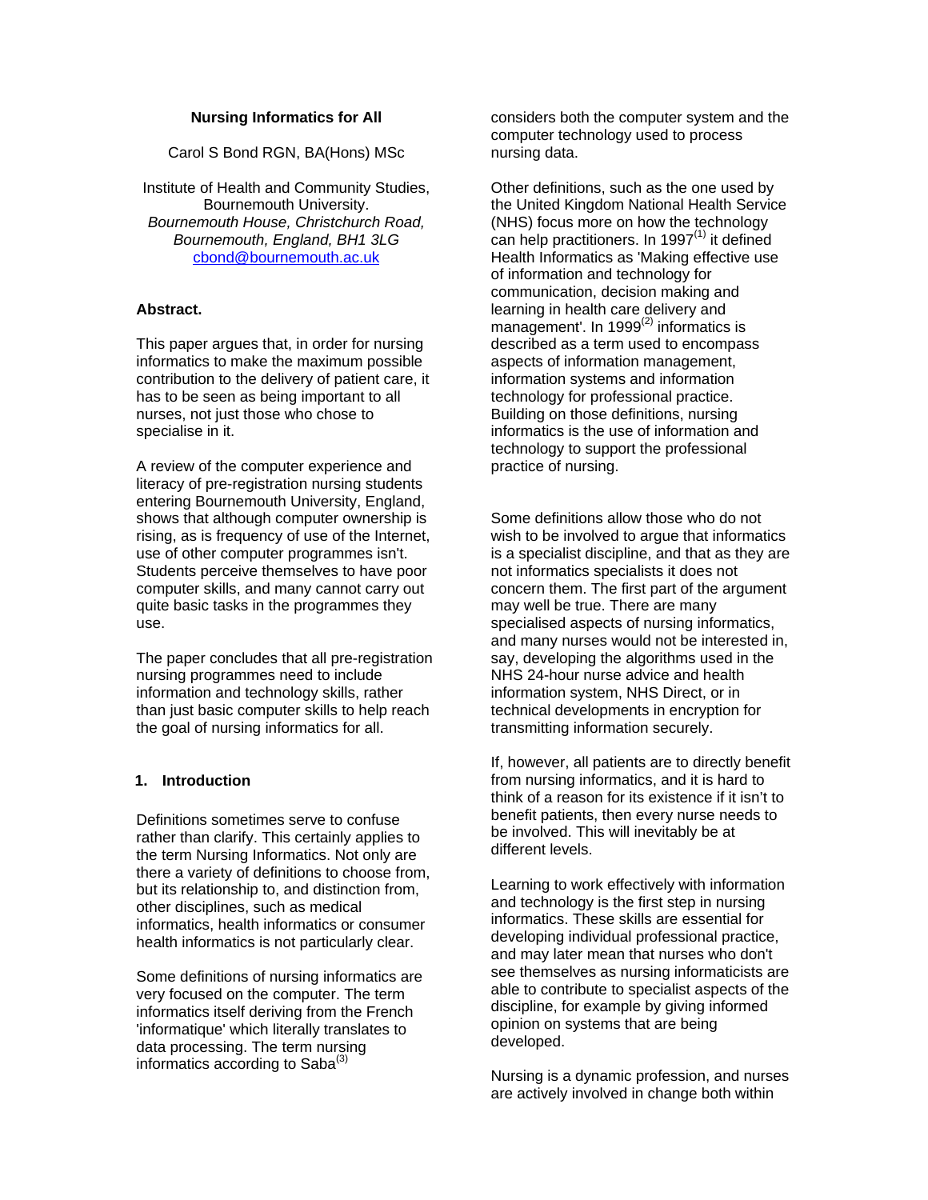# Nursing Informatics for All

Carol S Bond RGN, BA(Hons) MSc

Institute of Health and Community Studies, Bournemouth University.
*Bournemouth House, Christchurch Road, Bournemouth, England, BH1 3LG*
cbond@bournemouth.ac.uk

## Abstract.

This paper argues that, in order for nursing informatics to make the maximum possible contribution to the delivery of patient care, it has to be seen as being important to all nurses, not just those who chose to specialise in it.

A review of the computer experience and literacy of pre-registration nursing students entering Bournemouth University, England, shows that although computer ownership is rising, as is frequency of use of the Internet, use of other computer programmes isn't. Students perceive themselves to have poor computer skills, and many cannot carry out quite basic tasks in the programmes they use.

The paper concludes that all pre-registration nursing programmes need to include information and technology skills, rather than just basic computer skills to help reach the goal of nursing informatics for all.

## 1. Introduction

Definitions sometimes serve to confuse rather than clarify. This certainly applies to the term Nursing Informatics. Not only are there a variety of definitions to choose from, but its relationship to, and distinction from, other disciplines, such as medical informatics, health informatics or consumer health informatics is not particularly clear.

Some definitions of nursing informatics are very focused on the computer. The term informatics itself deriving from the French 'informatique' which literally translates to data processing. The term nursing informatics according to Saba[3] considers both the computer system and the computer technology used to process nursing data.

Other definitions, such as the one used by the United Kingdom National Health Service (NHS) focus more on how the technology can help practitioners. In 1997[1] it defined Health Informatics as 'Making effective use of information and technology for communication, decision making and learning in health care delivery and management'. In 1999[2] informatics is described as a term used to encompass aspects of information management, information systems and information technology for professional practice. Building on those definitions, nursing informatics is the use of information and technology to support the professional practice of nursing.

Some definitions allow those who do not wish to be involved to argue that informatics is a specialist discipline, and that as they are not informatics specialists it does not concern them. The first part of the argument may well be true. There are many specialised aspects of nursing informatics, and many nurses would not be interested in, say, developing the algorithms used in the NHS 24-hour nurse advice and health information system, NHS Direct, or in technical developments in encryption for transmitting information securely.

If, however, all patients are to directly benefit from nursing informatics, and it is hard to think of a reason for its existence if it isn't to benefit patients, then every nurse needs to be involved. This will inevitably be at different levels.

Learning to work effectively with information and technology is the first step in nursing informatics. These skills are essential for developing individual professional practice, and may later mean that nurses who don't see themselves as nursing informaticists are able to contribute to specialist aspects of the discipline, for example by giving informed opinion on systems that are being developed.

Nursing is a dynamic profession, and nurses are actively involved in change both within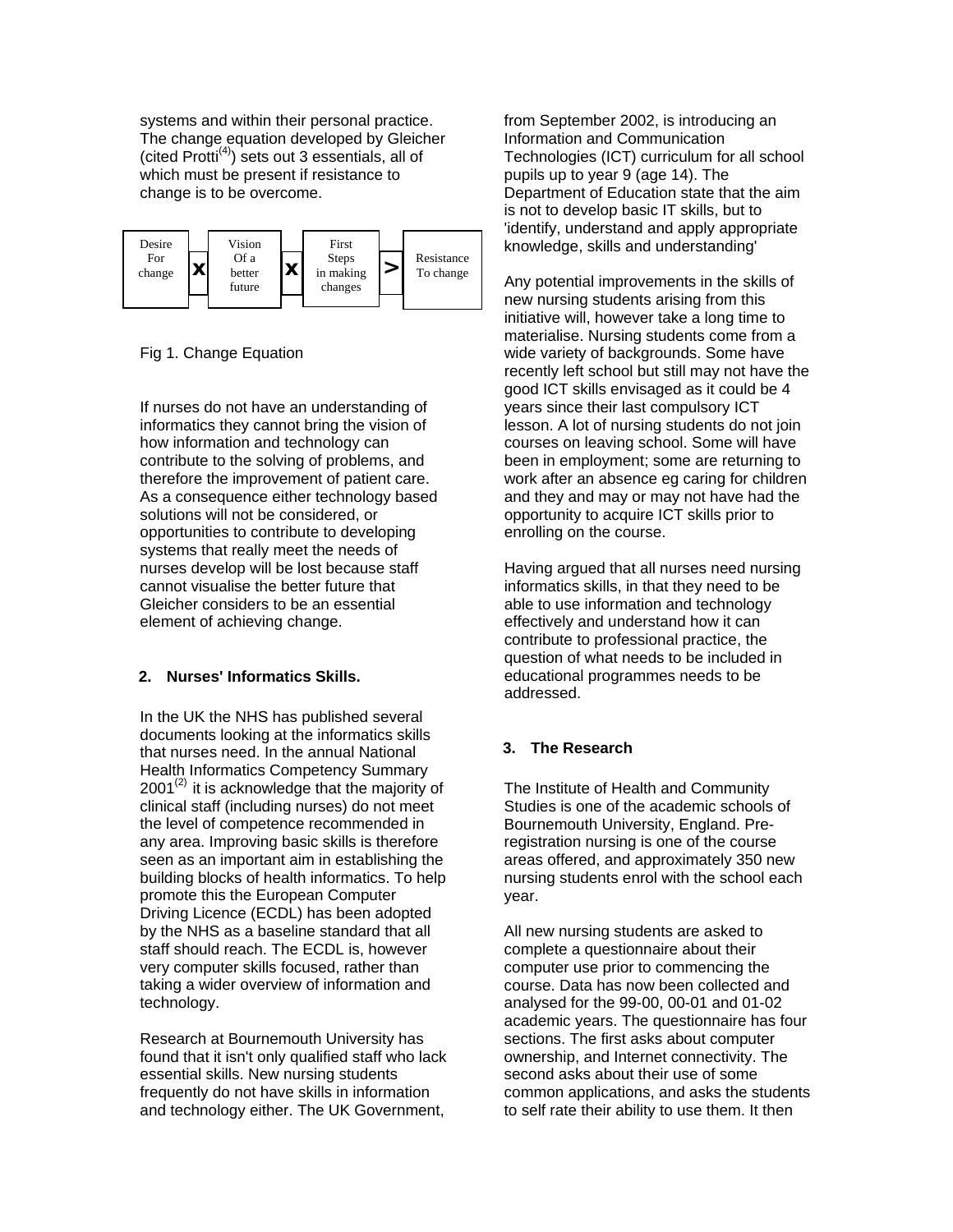systems and within their personal practice. The change equation developed by Gleicher (cited Protti[4]) sets out 3 essentials, all of which must be present if resistance to change is to be overcome.

| Desire For change | x | Vision Of a better future | x | First Steps in making changes | > | Resistance To change |
|---|---|---|---|---|---|---|

Fig 1. Change Equation

If nurses do not have an understanding of informatics they cannot bring the vision of how information and technology can contribute to the solving of problems, and therefore the improvement of patient care. As a consequence either technology based solutions will not be considered, or opportunities to contribute to developing systems that really meet the needs of nurses develop will be lost because staff cannot visualise the better future that Gleicher considers to be an essential element of achieving change.

## 2. Nurses' Informatics Skills.

In the UK the NHS has published several documents looking at the informatics skills that nurses need. In the annual National Health Informatics Competency Summary 2001[2] it is acknowledge that the majority of clinical staff (including nurses) do not meet the level of competence recommended in any area. Improving basic skills is therefore seen as an important aim in establishing the building blocks of health informatics. To help promote this the European Computer Driving Licence (ECDL) has been adopted by the NHS as a baseline standard that all staff should reach. The ECDL is, however very computer skills focused, rather than taking a wider overview of information and technology.

Research at Bournemouth University has found that it isn't only qualified staff who lack essential skills. New nursing students frequently do not have skills in information and technology either. The UK Government, from September 2002, is introducing an Information and Communication Technologies (ICT) curriculum for all school pupils up to year 9 (age 14). The Department of Education state that the aim is not to develop basic IT skills, but to 'identify, understand and apply appropriate knowledge, skills and understanding'

Any potential improvements in the skills of new nursing students arising from this initiative will, however take a long time to materialise. Nursing students come from a wide variety of backgrounds. Some have recently left school but still may not have the good ICT skills envisaged as it could be 4 years since their last compulsory ICT lesson. A lot of nursing students do not join courses on leaving school. Some will have been in employment; some are returning to work after an absence eg caring for children and they and may or may not have had the opportunity to acquire ICT skills prior to enrolling on the course.

Having argued that all nurses need nursing informatics skills, in that they need to be able to use information and technology effectively and understand how it can contribute to professional practice, the question of what needs to be included in educational programmes needs to be addressed.

## 3. The Research

The Institute of Health and Community Studies is one of the academic schools of Bournemouth University, England. Pre-registration nursing is one of the course areas offered, and approximately 350 new nursing students enrol with the school each year.

All new nursing students are asked to complete a questionnaire about their computer use prior to commencing the course. Data has now been collected and analysed for the 99-00, 00-01 and 01-02 academic years. The questionnaire has four sections. The first asks about computer ownership, and Internet connectivity. The second asks about their use of some common applications, and asks the students to self rate their ability to use them. It then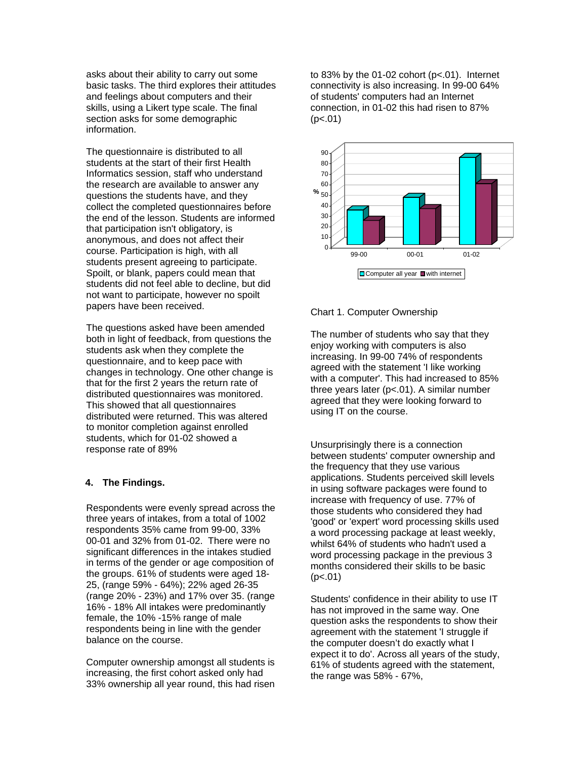asks about their ability to carry out some basic tasks. The third explores their attitudes and feelings about computers and their skills, using a Likert type scale. The final section asks for some demographic information.

The questionnaire is distributed to all students at the start of their first Health Informatics session, staff who understand the research are available to answer any questions the students have, and they collect the completed questionnaires before the end of the lesson. Students are informed that participation isn't obligatory, is anonymous, and does not affect their course. Participation is high, with all students present agreeing to participate. Spoilt, or blank, papers could mean that students did not feel able to decline, but did not want to participate, however no spoilt papers have been received.

The questions asked have been amended both in light of feedback, from questions the students ask when they complete the questionnaire, and to keep pace with changes in technology. One other change is that for the first 2 years the return rate of distributed questionnaires was monitored. This showed that all questionnaires distributed were returned. This was altered to monitor completion against enrolled students, which for 01-02 showed a response rate of 89%

## 4. The Findings.

Respondents were evenly spread across the three years of intakes, from a total of 1002 respondents 35% came from 99-00, 33% 00-01 and 32% from 01-02. There were no significant differences in the intakes studied in terms of the gender or age composition of the groups. 61% of students were aged 18-25, (range 59% - 64%); 22% aged 26-35 (range 20% - 23%) and 17% over 35. (range 16% - 18% All intakes were predominantly female, the 10% -15% range of male respondents being in line with the gender balance on the course.

Computer ownership amongst all students is increasing, the first cohort asked only had 33% ownership all year round, this had risen to 83% by the 01-02 cohort ($p<.01$). Internet connectivity is also increasing. In 99-00 64% of students' computers had an Internet connection, in 01-02 this had risen to 87% ($p<.01$)

%
90
80
70
60
50
40
30
20
10
0
99-00
00-01
01-02
Computer all year
with internet

Chart 1. Computer Ownership

The number of students who say that they enjoy working with computers is also increasing. In 99-00 74% of respondents agreed with the statement 'I like working with a computer'. This had increased to 85% three years later ($p<.01$). A similar number agreed that they were looking forward to using IT on the course.

Unsurprisingly there is a connection between students' computer ownership and the frequency that they use various applications. Students perceived skill levels in using software packages were found to increase with frequency of use. 77% of those students who considered they had 'good' or 'expert' word processing skills used a word processing package at least weekly, whilst 64% of students who hadn't used a word processing package in the previous 3 months considered their skills to be basic ($p<.01$)

Students' confidence in their ability to use IT has not improved in the same way. One question asks the respondents to show their agreement with the statement 'I struggle if the computer doesn't do exactly what I expect it to do'. Across all years of the study, 61% of students agreed with the statement, the range was 58% - 67%,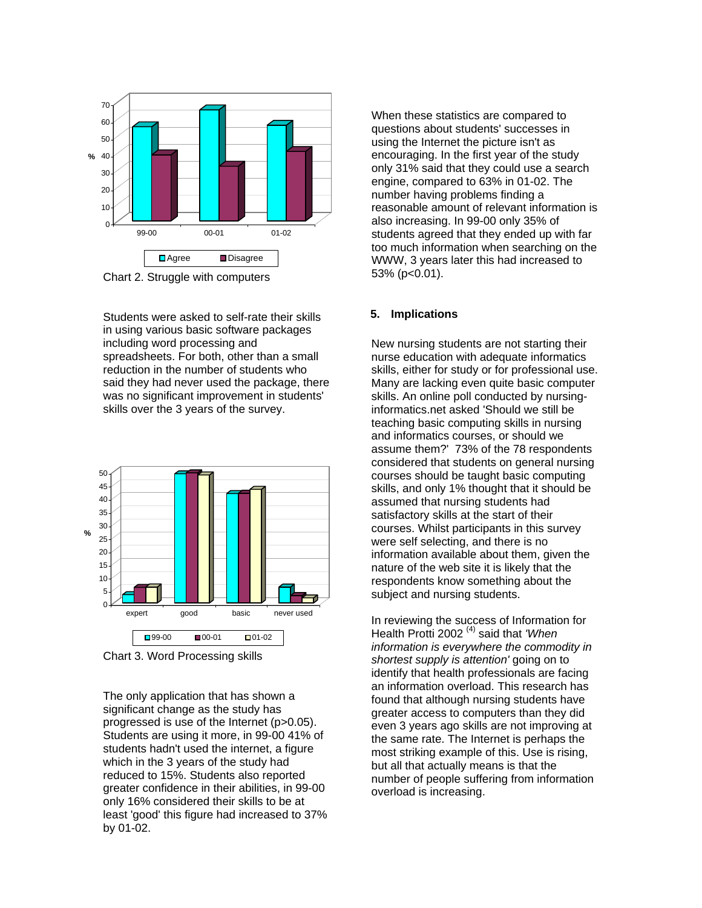70
60
50
40
%
30
20
10
0
99-00
00-01
01-02
Agree
Disagree

Chart 2. Struggle with computers

Students were asked to self-rate their skills in using various basic software packages including word processing and spreadsheets. For both, other than a small reduction in the number of students who said they had never used the package, there was no significant improvement in students' skills over the 3 years of the survey.

50
45
40
35
30
%
25
20
15
10
5
0
expert
good
basic
never used
99-00
00-01
01-02

Chart 3. Word Processing skills

The only application that has shown a significant change as the study has progressed is use of the Internet ($p>0.05$). Students are using it more, in 99-00 41% of students hadn't used the internet, a figure which in the 3 years of the study had reduced to 15%. Students also reported greater confidence in their abilities, in 99-00 only 16% considered their skills to be at least 'good' this figure had increased to 37% by 01-02.

When these statistics are compared to questions about students' successes in using the Internet the picture isn't as encouraging. In the first year of the study only 31% said that they could use a search engine, compared to 63% in 01-02. The number having problems finding a reasonable amount of relevant information is also increasing. In 99-00 only 35% of students agreed that they ended up with far too much information when searching on the WWW, 3 years later this had increased to 53% ($p<0.01$).

## 5. Implications

New nursing students are not starting their nurse education with adequate informatics skills, either for study or for professional use. Many are lacking even quite basic computer skills. An online poll conducted by nursing-informatics.net asked 'Should we still be teaching basic computing skills in nursing and informatics courses, or should we assume them?' 73% of the 78 respondents considered that students on general nursing courses should be taught basic computing skills, and only 1% thought that it should be assumed that nursing students had satisfactory skills at the start of their courses. Whilst participants in this survey were self selecting, and there is no information available about them, given the nature of the web site it is likely that the respondents know something about the subject and nursing students.

In reviewing the success of Information for Health Protti 2002 [(4)] said that *'When information is everywhere the commodity in shortest supply is attention'* going on to identify that health professionals are facing an information overload. This research has found that although nursing students have greater access to computers than they did even 3 years ago skills are not improving at the same rate. The Internet is perhaps the most striking example of this. Use is rising, but all that actually means is that the number of people suffering from information overload is increasing.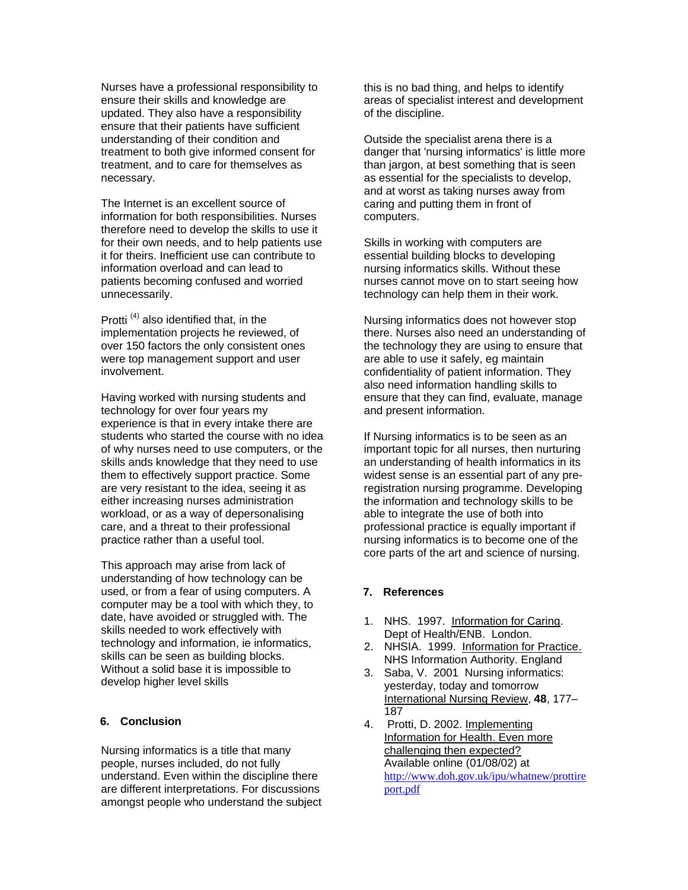Nurses have a professional responsibility to ensure their skills and knowledge are updated. They also have a responsibility ensure that their patients have sufficient understanding of their condition and treatment to both give informed consent for treatment, and to care for themselves as necessary.

The Internet is an excellent source of information for both responsibilities. Nurses therefore need to develop the skills to use it for their own needs, and to help patients use it for theirs. Inefficient use can contribute to information overload and can lead to patients becoming confused and worried unnecessarily.

Protti [(4)] also identified that, in the implementation projects he reviewed, of over 150 factors the only consistent ones were top management support and user involvement.

Having worked with nursing students and technology for over four years my experience is that in every intake there are students who started the course with no idea of why nurses need to use computers, or the skills ands knowledge that they need to use them to effectively support practice. Some are very resistant to the idea, seeing it as either increasing nurses administration workload, or as a way of depersonalising care, and a threat to their professional practice rather than a useful tool.

This approach may arise from lack of understanding of how technology can be used, or from a fear of using computers. A computer may be a tool with which they, to date, have avoided or struggled with. The skills needed to work effectively with technology and information, ie informatics, skills can be seen as building blocks. Without a solid base it is impossible to develop higher level skills

## 6. Conclusion

Nursing informatics is a title that many people, nurses included, do not fully understand. Even within the discipline there are different interpretations. For discussions amongst people who understand the subject this is no bad thing, and helps to identify areas of specialist interest and development of the discipline.

Outside the specialist arena there is a danger that 'nursing informatics' is little more than jargon, at best something that is seen as essential for the specialists to develop, and at worst as taking nurses away from caring and putting them in front of computers.

Skills in working with computers are essential building blocks to developing nursing informatics skills. Without these nurses cannot move on to start seeing how technology can help them in their work.

Nursing informatics does not however stop there. Nurses also need an understanding of the technology they are using to ensure that are able to use it safely, eg maintain confidentiality of patient information. They also need information handling skills to ensure that they can find, evaluate, manage and present information.

If Nursing informatics is to be seen as an important topic for all nurses, then nurturing an understanding of health informatics in its widest sense is an essential part of any pre-registration nursing programme. Developing the information and technology skills to be able to integrate the use of both into professional practice is equally important if nursing informatics is to become one of the core parts of the art and science of nursing.

## 7. References

1. NHS. 1997. Information for Caring. Dept of Health/ENB. London.
2. NHSIA. 1999. Information for Practice. NHS Information Authority. England
3. Saba, V. 2001 Nursing informatics: yesterday, today and tomorrow International Nursing Review, **48**, 177–187
4. Protti, D. 2002. Implementing Information for Health. Even more challenging then expected? Available online (01/08/02) at http://www.doh.gov.uk/ipu/whatnew/prottireport.pdf